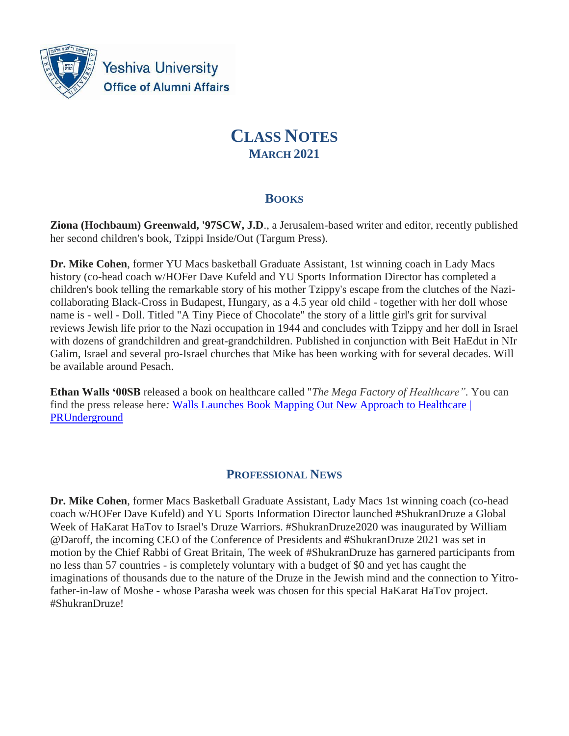Yeshiva University
Office of Alumni Affairs

# CLASS NOTES
## MARCH 2021

## BOOKS

**Ziona (Hochbaum) Greenwald, '97SCW, J.D**., a Jerusalem-based writer and editor, recently published her second children's book, Tzippi Inside/Out (Targum Press).

**Dr. Mike Cohen**, former YU Macs basketball Graduate Assistant, 1st winning coach in Lady Macs history (co-head coach w/HOFer Dave Kufeld and YU Sports Information Director has completed a children's book telling the remarkable story of his mother Tzippy's escape from the clutches of the Nazi-collaborating Black-Cross in Budapest, Hungary, as a 4.5 year old child - together with her doll whose name is - well - Doll. Titled "A Tiny Piece of Chocolate" the story of a little girl's grit for survival reviews Jewish life prior to the Nazi occupation in 1944 and concludes with Tzippy and her doll in Israel with dozens of grandchildren and great-grandchildren. Published in conjunction with Beit HaEdut in NIr Galim, Israel and several pro-Israel churches that Mike has been working with for several decades. Will be available around Pesach.

**Ethan Walls '00SB** released a book on healthcare called "*The Mega Factory of Healthcare"*. You can find the press release here*:* Walls Launches Book Mapping Out New Approach to Healthcare | PRUnderground

## PROFESSIONAL NEWS

**Dr. Mike Cohen**, former Macs Basketball Graduate Assistant, Lady Macs 1st winning coach (co-head coach w/HOFer Dave Kufeld) and YU Sports Information Director launched #ShukranDruze a Global Week of HaKarat HaTov to Israel's Druze Warriors. #ShukranDruze2020 was inaugurated by William @Daroff, the incoming CEO of the Conference of Presidents and #ShukranDruze 2021 was set in motion by the Chief Rabbi of Great Britain, The week of #ShukranDruze has garnered participants from no less than 57 countries - is completely voluntary with a budget of $0 and yet has caught the imaginations of thousands due to the nature of the Druze in the Jewish mind and the connection to Yitro-father-in-law of Moshe - whose Parasha week was chosen for this special HaKarat HaTov project. #ShukranDruze!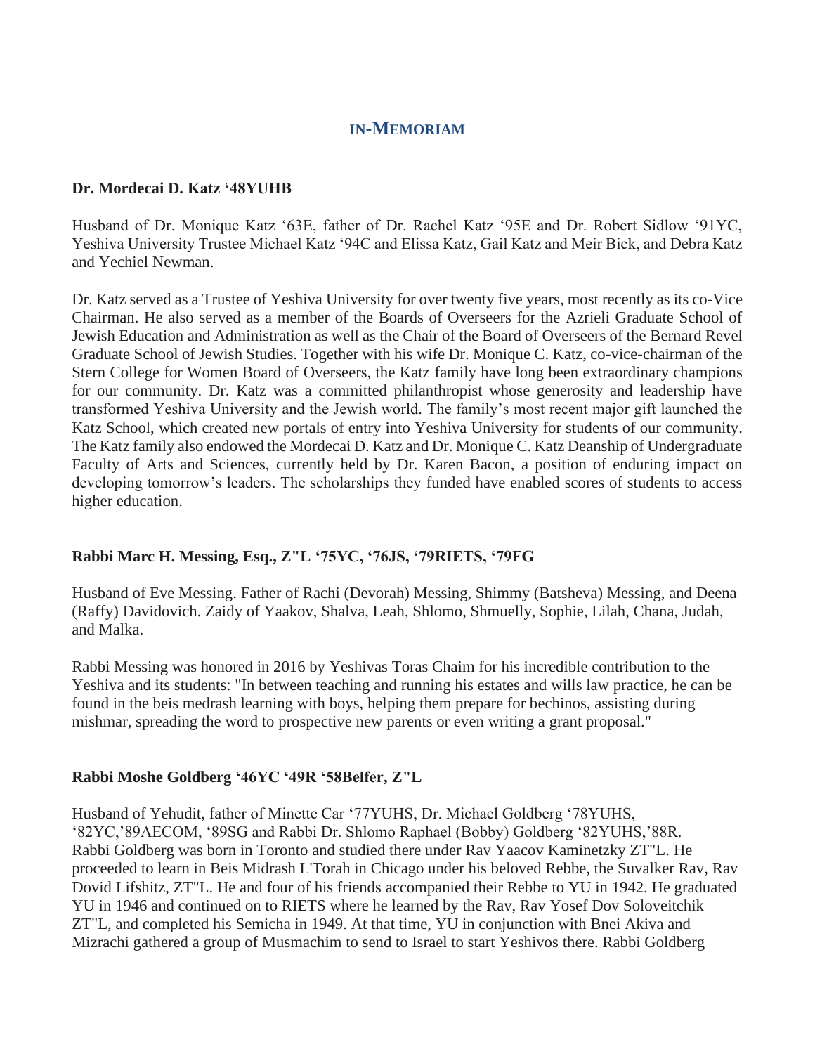## IN-MEMORIAM

**Dr. Mordecai D. Katz '48YUHB**

Husband of Dr. Monique Katz '63E, father of Dr. Rachel Katz '95E and Dr. Robert Sidlow '91YC, Yeshiva University Trustee Michael Katz '94C and Elissa Katz, Gail Katz and Meir Bick, and Debra Katz and Yechiel Newman.

Dr. Katz served as a Trustee of Yeshiva University for over twenty five years, most recently as its co-Vice Chairman. He also served as a member of the Boards of Overseers for the Azrieli Graduate School of Jewish Education and Administration as well as the Chair of the Board of Overseers of the Bernard Revel Graduate School of Jewish Studies. Together with his wife Dr. Monique C. Katz, co-vice-chairman of the Stern College for Women Board of Overseers, the Katz family have long been extraordinary champions for our community. Dr. Katz was a committed philanthropist whose generosity and leadership have transformed Yeshiva University and the Jewish world. The family's most recent major gift launched the Katz School, which created new portals of entry into Yeshiva University for students of our community. The Katz family also endowed the Mordecai D. Katz and Dr. Monique C. Katz Deanship of Undergraduate Faculty of Arts and Sciences, currently held by Dr. Karen Bacon, a position of enduring impact on developing tomorrow's leaders. The scholarships they funded have enabled scores of students to access higher education.

**Rabbi Marc H. Messing, Esq., Z"L '75YC, '76JS, '79RIETS, '79FG**

Husband of Eve Messing. Father of Rachi (Devorah) Messing, Shimmy (Batsheva) Messing, and Deena (Raffy) Davidovich. Zaidy of Yaakov, Shalva, Leah, Shlomo, Shmuelly, Sophie, Lilah, Chana, Judah, and Malka.

Rabbi Messing was honored in 2016 by Yeshivas Toras Chaim for his incredible contribution to the Yeshiva and its students: "In between teaching and running his estates and wills law practice, he can be found in the beis medrash learning with boys, helping them prepare for bechinos, assisting during mishmar, spreading the word to prospective new parents or even writing a grant proposal."

**Rabbi Moshe Goldberg '46YC '49R '58Belfer, Z"L**

Husband of Yehudit, father of Minette Car '77YUHS, Dr. Michael Goldberg '78YUHS, '82YC,'89AECOM, '89SG and Rabbi Dr. Shlomo Raphael (Bobby) Goldberg '82YUHS,'88R. Rabbi Goldberg was born in Toronto and studied there under Rav Yaacov Kaminetzky ZT"L. He proceeded to learn in Beis Midrash L'Torah in Chicago under his beloved Rebbe, the Suvalker Rav, Rav Dovid Lifshitz, ZT"L. He and four of his friends accompanied their Rebbe to YU in 1942. He graduated YU in 1946 and continued on to RIETS where he learned by the Rav, Rav Yosef Dov Soloveitchik ZT"L, and completed his Semicha in 1949. At that time, YU in conjunction with Bnei Akiva and Mizrachi gathered a group of Musmachim to send to Israel to start Yeshivos there. Rabbi Goldberg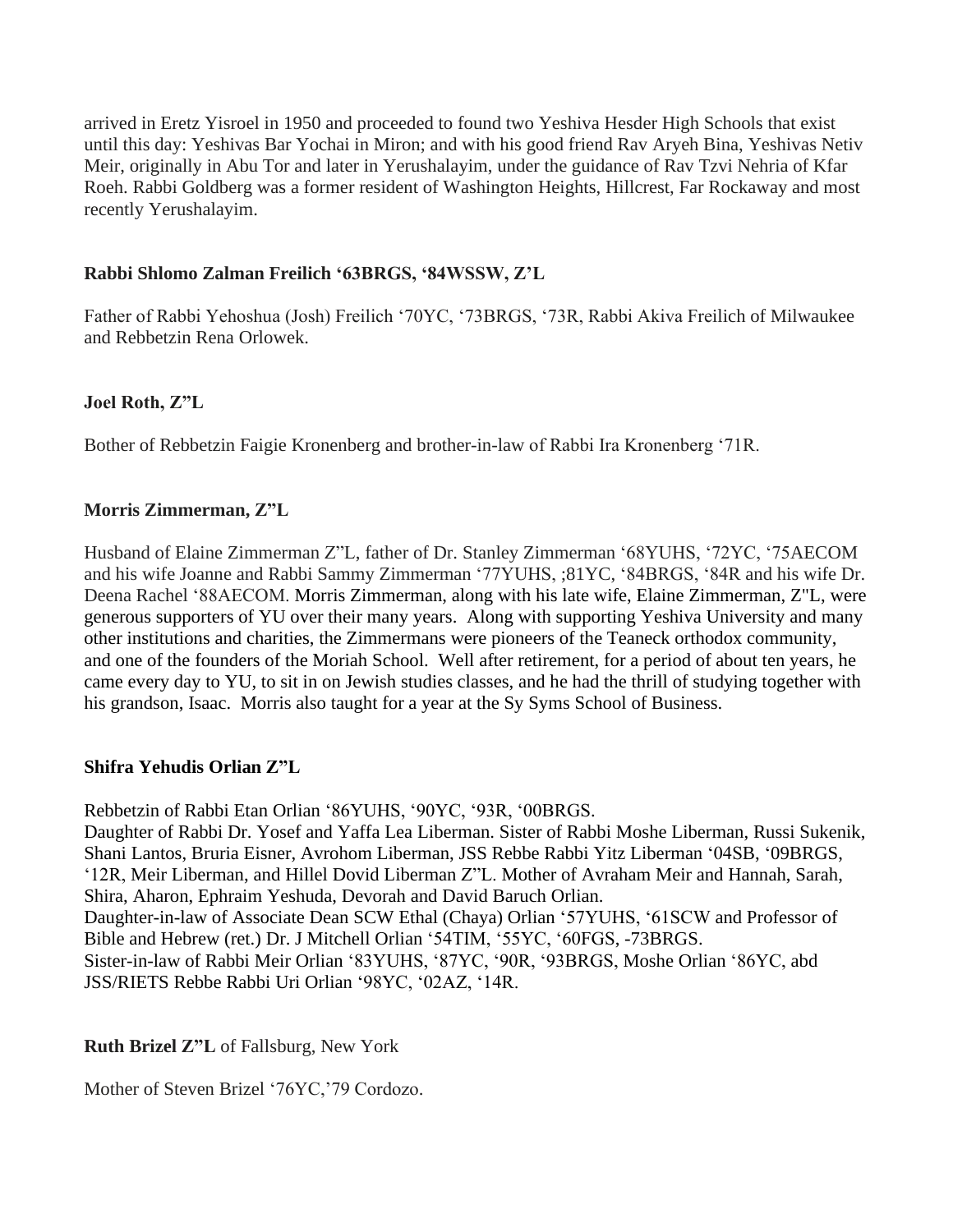arrived in Eretz Yisroel in 1950 and proceeded to found two Yeshiva Hesder High Schools that exist until this day: Yeshivas Bar Yochai in Miron; and with his good friend Rav Aryeh Bina, Yeshivas Netiv Meir, originally in Abu Tor and later in Yerushalayim, under the guidance of Rav Tzvi Nehria of Kfar Roeh. Rabbi Goldberg was a former resident of Washington Heights, Hillcrest, Far Rockaway and most recently Yerushalayim.

**Rabbi Shlomo Zalman Freilich '63BRGS, '84WSSW, Z'L**

Father of Rabbi Yehoshua (Josh) Freilich '70YC, '73BRGS, '73R, Rabbi Akiva Freilich of Milwaukee and Rebbetzin Rena Orlowek.

**Joel Roth, Z"L**

Bother of Rebbetzin Faigie Kronenberg and brother-in-law of Rabbi Ira Kronenberg '71R.

**Morris Zimmerman, Z"L**

Husband of Elaine Zimmerman Z"L, father of Dr. Stanley Zimmerman '68YUHS, '72YC, '75AECOM and his wife Joanne and Rabbi Sammy Zimmerman '77YUHS, ;81YC, '84BRGS, '84R and his wife Dr. Deena Rachel '88AECOM. Morris Zimmerman, along with his late wife, Elaine Zimmerman, Z"L, were generous supporters of YU over their many years. Along with supporting Yeshiva University and many other institutions and charities, the Zimmermans were pioneers of the Teaneck orthodox community, and one of the founders of the Moriah School. Well after retirement, for a period of about ten years, he came every day to YU, to sit in on Jewish studies classes, and he had the thrill of studying together with his grandson, Isaac. Morris also taught for a year at the Sy Syms School of Business.

**Shifra Yehudis Orlian Z"L**

Rebbetzin of Rabbi Etan Orlian '86YUHS, '90YC, '93R, '00BRGS.
Daughter of Rabbi Dr. Yosef and Yaffa Lea Liberman. Sister of Rabbi Moshe Liberman, Russi Sukenik, Shani Lantos, Bruria Eisner, Avrohom Liberman, JSS Rebbe Rabbi Yitz Liberman '04SB, '09BRGS, '12R, Meir Liberman, and Hillel Dovid Liberman Z"L. Mother of Avraham Meir and Hannah, Sarah, Shira, Aharon, Ephraim Yeshuda, Devorah and David Baruch Orlian.
Daughter-in-law of Associate Dean SCW Ethal (Chaya) Orlian '57YUHS, '61SCW and Professor of Bible and Hebrew (ret.) Dr. J Mitchell Orlian '54TIM, '55YC, '60FGS, -73BRGS.
Sister-in-law of Rabbi Meir Orlian '83YUHS, '87YC, '90R, '93BRGS, Moshe Orlian '86YC, abd JSS/RIETS Rebbe Rabbi Uri Orlian '98YC, '02AZ, '14R.

**Ruth Brizel Z"L** of Fallsburg, New York

Mother of Steven Brizel '76YC,'79 Cordozo.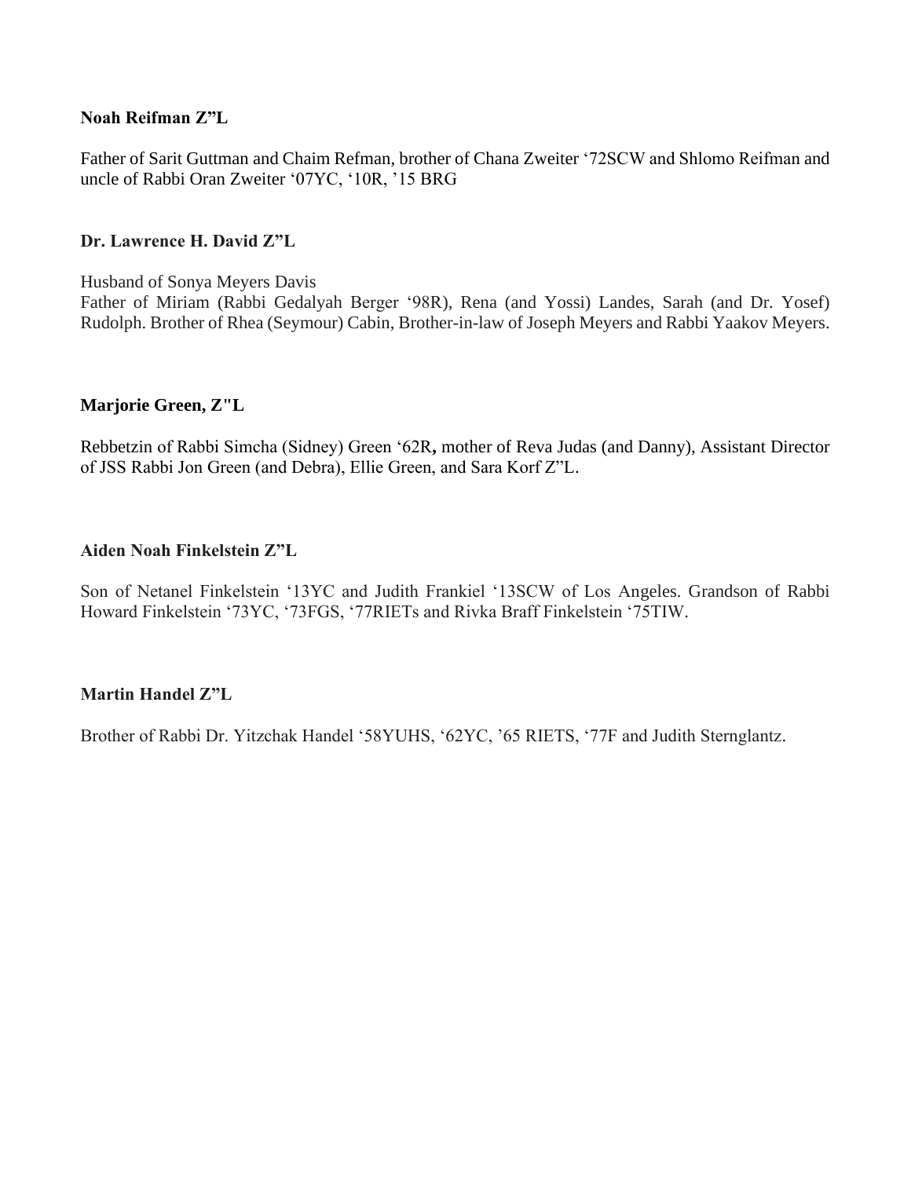**Noah Reifman Z"L**

Father of Sarit Guttman and Chaim Refman, brother of Chana Zweiter '72SCW and Shlomo Reifman and uncle of Rabbi Oran Zweiter '07YC, '10R, '15 BRG

**Dr. Lawrence H. David Z"L**

Husband of Sonya Meyers Davis
Father of Miriam (Rabbi Gedalyah Berger '98R), Rena (and Yossi) Landes, Sarah (and Dr. Yosef) Rudolph. Brother of Rhea (Seymour) Cabin, Brother-in-law of Joseph Meyers and Rabbi Yaakov Meyers.

**Marjorie Green, Z"L**

Rebbetzin of Rabbi Simcha (Sidney) Green '62R**,** mother of Reva Judas (and Danny), Assistant Director of JSS Rabbi Jon Green (and Debra), Ellie Green, and Sara Korf Z"L.

**Aiden Noah Finkelstein Z"L**

Son of Netanel Finkelstein '13YC and Judith Frankiel '13SCW of Los Angeles. Grandson of Rabbi Howard Finkelstein '73YC, '73FGS, '77RIETs and Rivka Braff Finkelstein '75TIW.

**Martin Handel Z"L**

Brother of Rabbi Dr. Yitzchak Handel '58YUHS, '62YC, '65 RIETS, '77F and Judith Sternglantz.